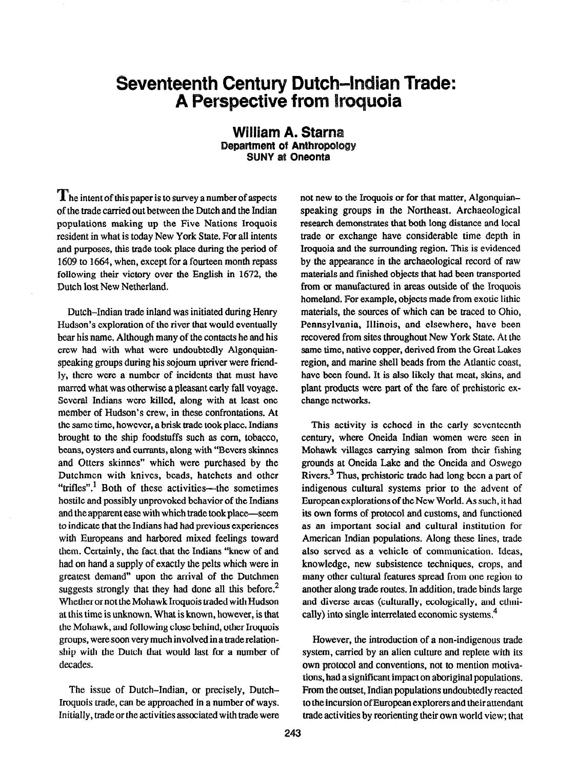# Seventeenth Century Dutch–Indian Trade: A Perspective from Iroquoia

**William A. Starna**
**Department of Anthropology**
**SUNY at Oneonta**

The intent of this paper is to survey a number of aspects of the trade carried out between the Dutch and the Indian populations making up the Five Nations Iroquois resident in what is today New York State. For all intents and purposes, this trade took place during the period of 1609 to 1664, when, except for a fourteen month repass following their victory over the English in 1672, the Dutch lost New Netherland.

Dutch–Indian trade inland was initiated during Henry Hudson's exploration of the river that would eventually bear his name. Although many of the contacts he and his crew had with what were undoubtedly Algonquian-speaking groups during his sojourn upriver were friendly, there were a number of incidents that must have marred what was otherwise a pleasant early fall voyage. Several Indians were killed, along with at least one member of Hudson's crew, in these confrontations. At the same time, however, a brisk trade took place. Indians brought to the ship foodstuffs such as corn, tobacco, beans, oysters and currants, along with "Bevers skinnes and Otters skinnes" which were purchased by the Dutchmen with knives, beads, hatchets and other "trifles".[1] Both of these activities—the sometimes hostile and possibly unprovoked behavior of the Indians and the apparent ease with which trade took place—seem to indicate that the Indians had had previous experiences with Europeans and harbored mixed feelings toward them. Certainly, the fact that the Indians "knew of and had on hand a supply of exactly the pelts which were in greatest demand" upon the arrival of the Dutchmen suggests strongly that they had done all this before.[2] Whether or not the Mohawk Iroquois traded with Hudson at this time is unknown. What is known, however, is that the Mohawk, and following close behind, other Iroquois groups, were soon very much involved in a trade relationship with the Dutch that would last for a number of decades.

The issue of Dutch–Indian, or precisely, Dutch–Iroquois trade, can be approached in a number of ways. Initially, trade or the activities associated with trade were not new to the Iroquois or for that matter, Algonquian-speaking groups in the Northeast. Archaeological research demonstrates that both long distance and local trade or exchange have considerable time depth in Iroquoia and the surrounding region. This is evidenced by the appearance in the archaeological record of raw materials and finished objects that had been transported from or manufactured in areas outside of the Iroquois homeland. For example, objects made from exotic lithic materials, the sources of which can be traced to Ohio, Pennsylvania, Illinois, and elsewhere, have been recovered from sites throughout New York State. At the same time, native copper, derived from the Great Lakes region, and marine shell beads from the Atlantic coast, have been found. It is also likely that meat, skins, and plant products were part of the fare of prehistoric exchange networks.

This activity is echoed in the early seventeenth century, where Oneida Indian women were seen in Mohawk villages carrying salmon from their fishing grounds at Oneida Lake and the Oneida and Oswego Rivers.[3] Thus, prehistoric trade had long been a part of indigenous cultural systems prior to the advent of European explorations of the New World. As such, it had its own forms of protocol and customs, and functioned as an important social and cultural institution for American Indian populations. Along these lines, trade also served as a vehicle of communication. Ideas, knowledge, new subsistence techniques, crops, and many other cultural features spread from one region to another along trade routes. In addition, trade binds large and diverse areas (culturally, ecologically, and ethnically) into single interrelated economic systems.[4]

However, the introduction of a non-indigenous trade system, carried by an alien culture and replete with its own protocol and conventions, not to mention motivations, had a significant impact on aboriginal populations. From the outset, Indian populations undoubtedly reacted to the incursion of European explorers and their attendant trade activities by reorienting their own world view; that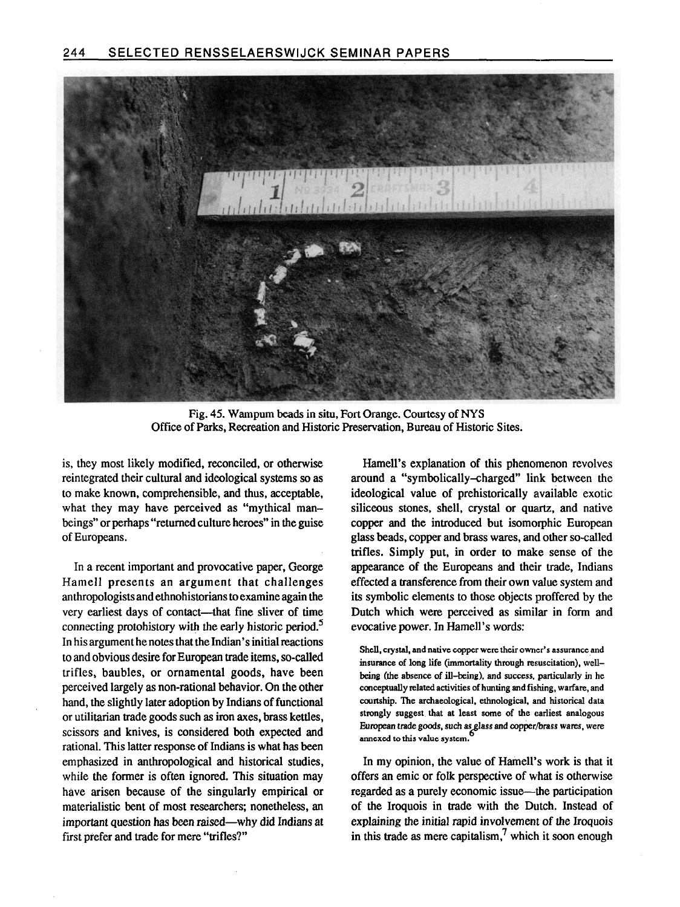Fig. 45. Wampum beads in situ, Fort Orange. Courtesy of NYS Office of Parks, Recreation and Historic Preservation, Bureau of Historic Sites.

is, they most likely modified, reconciled, or otherwise reintegrated their cultural and ideological systems so as to make known, comprehensible, and thus, acceptable, what they may have perceived as "mythical man–beings" or perhaps "returned culture heroes" in the guise of Europeans.

In a recent important and provocative paper, George Hamell presents an argument that challenges anthropologists and ethnohistorians to examine again the very earliest days of contact—that fine sliver of time connecting protohistory with the early historic period.[5] In his argument he notes that the Indian's initial reactions to and obvious desire for European trade items, so-called trifles, baubles, or ornamental goods, have been perceived largely as non-rational behavior. On the other hand, the slightly later adoption by Indians of functional or utilitarian trade goods such as iron axes, brass kettles, scissors and knives, is considered both expected and rational. This latter response of Indians is what has been emphasized in anthropological and historical studies, while the former is often ignored. This situation may have arisen because of the singularly empirical or materialistic bent of most researchers; nonetheless, an important question has been raised—why did Indians at first prefer and trade for mere "trifles?"

Hamell's explanation of this phenomenon revolves around a "symbolically–charged" link between the ideological value of prehistorically available exotic siliceous stones, shell, crystal or quartz, and native copper and the introduced but isomorphic European glass beads, copper and brass wares, and other so-called trifles. Simply put, in order to make sense of the appearance of the Europeans and their trade, Indians effected a transference from their own value system and its symbolic elements to those objects proffered by the Dutch which were perceived as similar in form and evocative power. In Hamell's words:

> Shell, crystal, and native copper were their owner's assurance and insurance of long life (immortality through resuscitation), well–being (the absence of ill–being), and success, particularly in he conceptually related activities of hunting and fishing, warfare, and courtship. The archaeological, ethnological, and historical data strongly suggest that at least some of the earliest analogous European trade goods, such as glass and copper/brass wares, were annexed to this value system.[6]

In my opinion, the value of Hamell's work is that it offers an emic or folk perspective of what is otherwise regarded as a purely economic issue—the participation of the Iroquois in trade with the Dutch. Instead of explaining the initial rapid involvement of the Iroquois in this trade as mere capitalism,[7] which it soon enough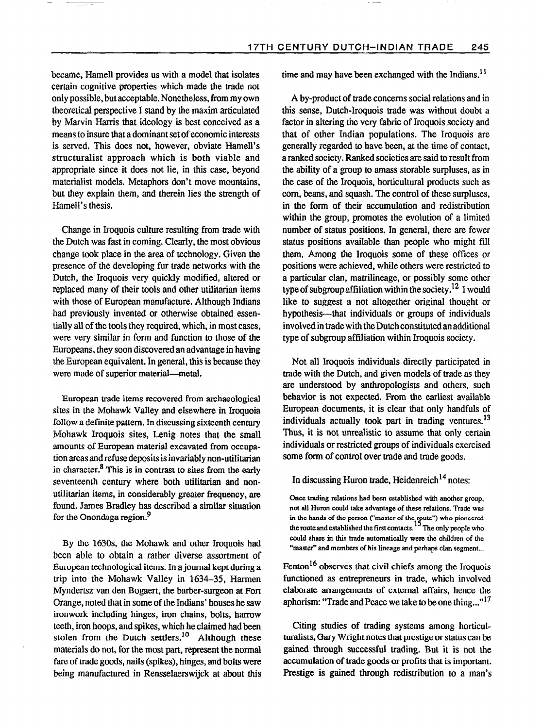became, Hamell provides us with a model that isolates certain cognitive properties which made the trade not only possible, but acceptable. Nonetheless, from my own theoretical perspective I stand by the maxim articulated by Marvin Harris that ideology is best conceived as a means to insure that a dominant set of economic interests is served. This does not, however, obviate Hamell's structuralist approach which is both viable and appropriate since it does not lie, in this case, beyond materialist models. Metaphors don't move mountains, but they explain them, and therein lies the strength of Hamell's thesis.

Change in Iroquois culture resulting from trade with the Dutch was fast in coming. Clearly, the most obvious change took place in the area of technology. Given the presence of the developing fur trade networks with the Dutch, the Iroquois very quickly modified, altered or replaced many of their tools and other utilitarian items with those of European manufacture. Although Indians had previously invented or otherwise obtained essentially all of the tools they required, which, in most cases, were very similar in form and function to those of the Europeans, they soon discovered an advantage in having the European equivalent. In general, this is because they were made of superior material—metal.

European trade items recovered from archaeological sites in the Mohawk Valley and elsewhere in Iroquoia follow a definite pattern. In discussing sixteenth century Mohawk Iroquois sites, Lenig notes that the small amounts of European material excavated from occupation areas and refuse deposits is invariably non-utilitarian in character.[8] This is in contrast to sites from the early seventeenth century where both utilitarian and non-utilitarian items, in considerably greater frequency, are found. James Bradley has described a similar situation for the Onondaga region.[9]

By the 1630s, the Mohawk and other Iroquois had been able to obtain a rather diverse assortment of European technological items. In a journal kept during a trip into the Mohawk Valley in 1634–35, Harmen Myndertsz van den Bogaert, the barber-surgeon at Fort Orange, noted that in some of the Indians' houses he saw ironwork including hinges, iron chains, bolts, harrow teeth, iron hoops, and spikes, which he claimed had been stolen from the Dutch settlers.[10] Although these materials do not, for the most part, represent the normal fare of trade goods, nails (spikes), hinges, and bolts were being manufactured in Rensselaerswijck at about this time and may have been exchanged with the Indians.[11]

A by-product of trade concerns social relations and in this sense, Dutch-Iroquois trade was without doubt a factor in altering the very fabric of Iroquois society and that of other Indian populations. The Iroquois are generally regarded to have been, at the time of contact, a ranked society. Ranked societies are said to result from the ability of a group to amass storable surpluses, as in the case of the Iroquois, horticultural products such as corn, beans, and squash. The control of these surpluses, in the form of their accumulation and redistribution within the group, promotes the evolution of a limited number of status positions. In general, there are fewer status positions available than people who might fill them. Among the Iroquois some of these offices or positions were achieved, while others were restricted to a particular clan, matrilineage, or possibly some other type of subgroup affiliation within the society.[12] I would like to suggest a not altogether original thought or hypothesis—that individuals or groups of individuals involved in trade with the Dutch constituted an additional type of subgroup affiliation within Iroquois society.

Not all Iroquois individuals directly participated in trade with the Dutch, and given models of trade as they are understood by anthropologists and others, such behavior is not expected. From the earliest available European documents, it is clear that only handfuls of individuals actually took part in trading ventures.[13] Thus, it is not unrealistic to assume that only certain individuals or restricted groups of individuals exercised some form of control over trade and trade goods.

In discussing Huron trade, Heidenreich[14] notes:

> Once trading relations had been established with another group, not all Huron could take advantage of these relations. Trade was in the hands of the person ("master of the route") who pioneered the route and established the first contacts.[15] The only people who could share in this trade automatically were the children of the "master" and members of his lineage and perhaps clan segment...

Fenton[16] observes that civil chiefs among the Iroquois functioned as entrepreneurs in trade, which involved elaborate arrangements of external affairs, hence the aphorism: "Trade and Peace we take to be one thing..."[17]

Citing studies of trading systems among horticulturalists, Gary Wright notes that prestige or status can be gained through successful trading. But it is not the accumulation of trade goods or profits that is important. Prestige is gained through redistribution to a man's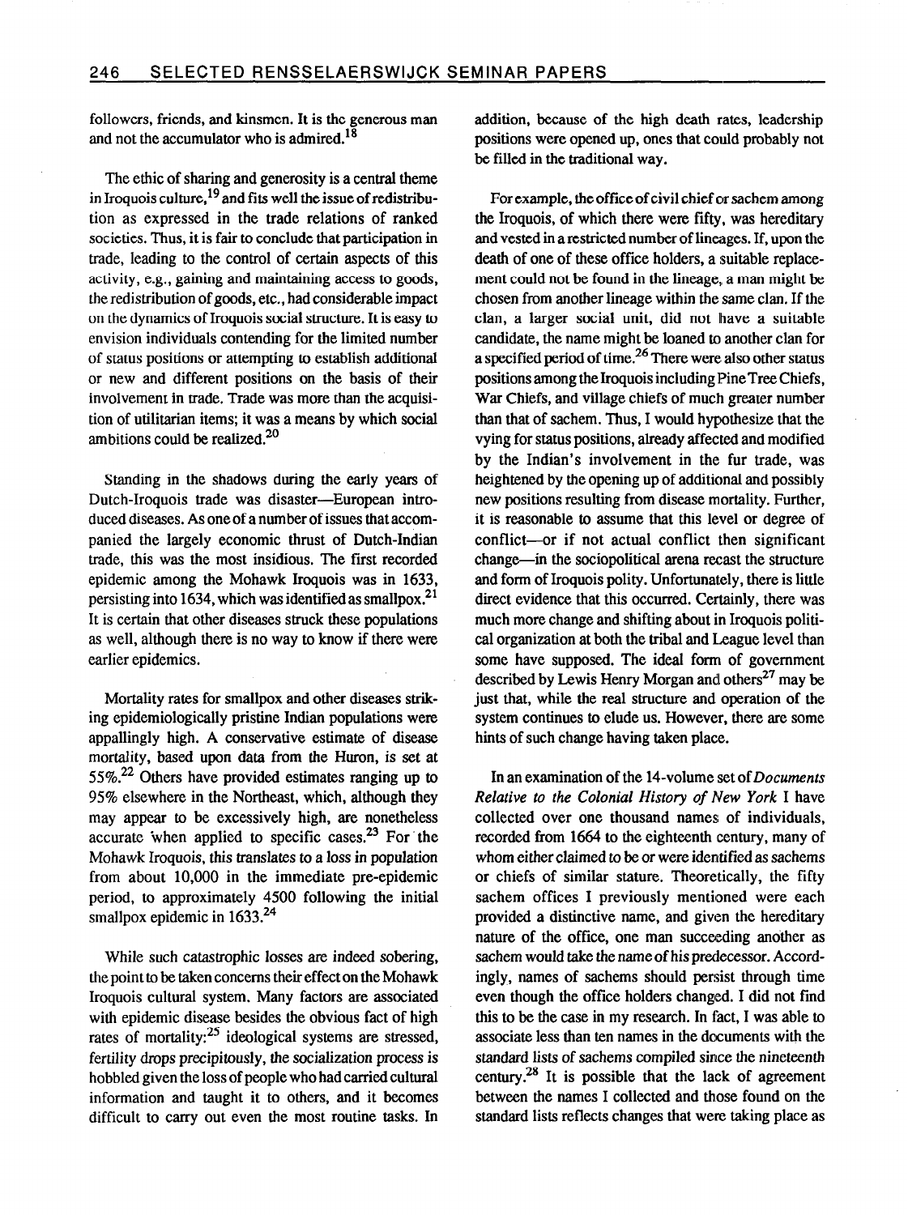followers, friends, and kinsmen. It is the generous man and not the accumulator who is admired.[18]

The ethic of sharing and generosity is a central theme in Iroquois culture,[19] and fits well the issue of redistribution as expressed in the trade relations of ranked societies. Thus, it is fair to conclude that participation in trade, leading to the control of certain aspects of this activity, e.g., gaining and maintaining access to goods, the redistribution of goods, etc., had considerable impact on the dynamics of Iroquois social structure. It is easy to envision individuals contending for the limited number of status positions or attempting to establish additional or new and different positions on the basis of their involvement in trade. Trade was more than the acquisition of utilitarian items; it was a means by which social ambitions could be realized.[20]

Standing in the shadows during the early years of Dutch-Iroquois trade was disaster—European introduced diseases. As one of a number of issues that accompanied the largely economic thrust of Dutch-Indian trade, this was the most insidious. The first recorded epidemic among the Mohawk Iroquois was in 1633, persisting into 1634, which was identified as smallpox.[21] It is certain that other diseases struck these populations as well, although there is no way to know if there were earlier epidemics.

Mortality rates for smallpox and other diseases striking epidemiologically pristine Indian populations were appallingly high. A conservative estimate of disease mortality, based upon data from the Huron, is set at 55%.[22] Others have provided estimates ranging up to 95% elsewhere in the Northeast, which, although they may appear to be excessively high, are nonetheless accurate when applied to specific cases.[23] For the Mohawk Iroquois, this translates to a loss in population from about 10,000 in the immediate pre-epidemic period, to approximately 4500 following the initial smallpox epidemic in 1633.[24]

While such catastrophic losses are indeed sobering, the point to be taken concerns their effect on the Mohawk Iroquois cultural system. Many factors are associated with epidemic disease besides the obvious fact of high rates of mortality:[25] ideological systems are stressed, fertility drops precipitously, the socialization process is hobbled given the loss of people who had carried cultural information and taught it to others, and it becomes difficult to carry out even the most routine tasks. In addition, because of the high death rates, leadership positions were opened up, ones that could probably not be filled in the traditional way.

For example, the office of civil chief or sachem among the Iroquois, of which there were fifty, was hereditary and vested in a restricted number of lineages. If, upon the death of one of these office holders, a suitable replacement could not be found in the lineage, a man might be chosen from another lineage within the same clan. If the clan, a larger social unit, did not have a suitable candidate, the name might be loaned to another clan for a specified period of time.[26] There were also other status positions among the Iroquois including Pine Tree Chiefs, War Chiefs, and village chiefs of much greater number than that of sachem. Thus, I would hypothesize that the vying for status positions, already affected and modified by the Indian's involvement in the fur trade, was heightened by the opening up of additional and possibly new positions resulting from disease mortality. Further, it is reasonable to assume that this level or degree of conflict—or if not actual conflict then significant change—in the sociopolitical arena recast the structure and form of Iroquois polity. Unfortunately, there is little direct evidence that this occurred. Certainly, there was much more change and shifting about in Iroquois political organization at both the tribal and League level than some have supposed. The ideal form of government described by Lewis Henry Morgan and others[27] may be just that, while the real structure and operation of the system continues to elude us. However, there are some hints of such change having taken place.

In an examination of the 14-volume set of *Documents Relative to the Colonial History of New York* I have collected over one thousand names of individuals, recorded from 1664 to the eighteenth century, many of whom either claimed to be or were identified as sachems or chiefs of similar stature. Theoretically, the fifty sachem offices I previously mentioned were each provided a distinctive name, and given the hereditary nature of the office, one man succeeding another as sachem would take the name of his predecessor. Accordingly, names of sachems should persist through time even though the office holders changed. I did not find this to be the case in my research. In fact, I was able to associate less than ten names in the documents with the standard lists of sachems compiled since the nineteenth century.[28] It is possible that the lack of agreement between the names I collected and those found on the standard lists reflects changes that were taking place as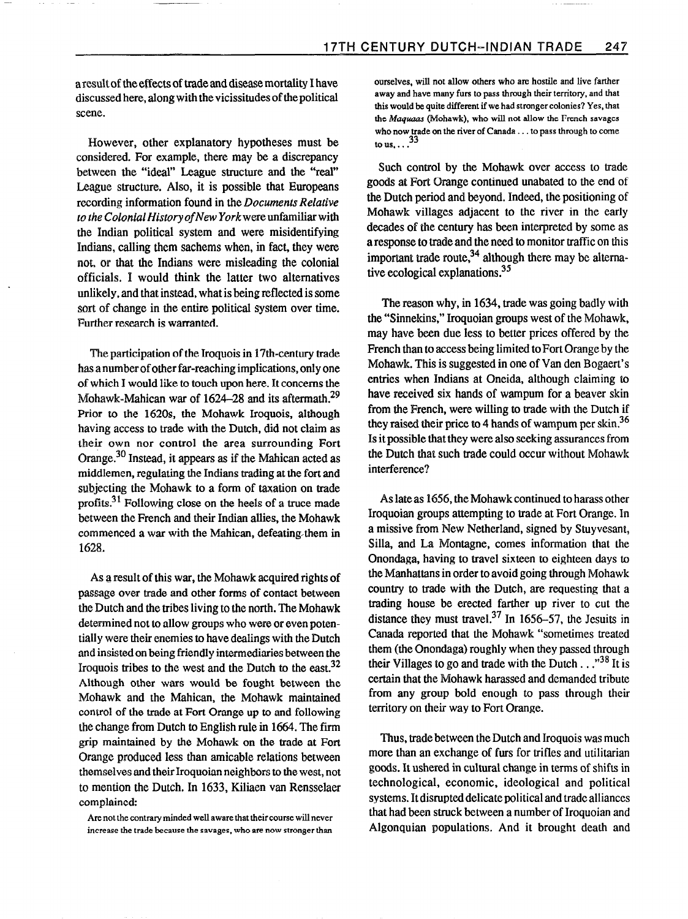a result of the effects of trade and disease mortality I have discussed here, along with the vicissitudes of the political scene.

However, other explanatory hypotheses must be considered. For example, there may be a discrepancy between the "ideal" League structure and the "real" League structure. Also, it is possible that Europeans recording information found in the *Documents Relative to the Colonial History of New York* were unfamiliar with the Indian political system and were misidentifying Indians, calling them sachems when, in fact, they were not, or that the Indians were misleading the colonial officials. I would think the latter two alternatives unlikely, and that instead, what is being reflected is some sort of change in the entire political system over time. Further research is warranted.

The participation of the Iroquois in 17th-century trade has a number of other far-reaching implications, only one of which I would like to touch upon here. It concerns the Mohawk-Mahican war of 1624–28 and its aftermath.[29] Prior to the 1620s, the Mohawk Iroquois, although having access to trade with the Dutch, did not claim as their own nor control the area surrounding Fort Orange.[30] Instead, it appears as if the Mahican acted as middlemen, regulating the Indians trading at the fort and subjecting the Mohawk to a form of taxation on trade profits.[31] Following close on the heels of a truce made between the French and their Indian allies, the Mohawk commenced a war with the Mahican, defeating them in 1628.

As a result of this war, the Mohawk acquired rights of passage over trade and other forms of contact between the Dutch and the tribes living to the north. The Mohawk determined not to allow groups who were or even potentially were their enemies to have dealings with the Dutch and insisted on being friendly intermediaries between the Iroquois tribes to the west and the Dutch to the east.[32] Although other wars would be fought between the Mohawk and the Mahican, the Mohawk maintained control of the trade at Fort Orange up to and following the change from Dutch to English rule in 1664. The firm grip maintained by the Mohawk on the trade at Fort Orange produced less than amicable relations between themselves and their Iroquoian neighbors to the west, not to mention the Dutch. In 1633, Kiliaen van Rensselaer complained:

> Are not the contrary minded well aware that their course will never increase the trade because the savages, who are now stronger than ourselves, will not allow others who are hostile and live farther away and have many furs to pass through their territory, and that this would be quite different if we had stronger colonies? Yes, that the *Maquaas* (Mohawk), who will not allow the French savages who now trade on the river of Canada . . . to pass through to come to us, . . .[33]

Such control by the Mohawk over access to trade goods at Fort Orange continued unabated to the end of the Dutch period and beyond. Indeed, the positioning of Mohawk villages adjacent to the river in the early decades of the century has been interpreted by some as a response to trade and the need to monitor traffic on this important trade route,[34] although there may be alternative ecological explanations.[35]

The reason why, in 1634, trade was going badly with the "Sinnekins," Iroquoian groups west of the Mohawk, may have been due less to better prices offered by the French than to access being limited to Fort Orange by the Mohawk. This is suggested in one of Van den Bogaert's entries when Indians at Oneida, although claiming to have received six hands of wampum for a beaver skin from the French, were willing to trade with the Dutch if they raised their price to 4 hands of wampum per skin.[36] Is it possible that they were also seeking assurances from the Dutch that such trade could occur without Mohawk interference?

As late as 1656, the Mohawk continued to harass other Iroquoian groups attempting to trade at Fort Orange. In a missive from New Netherland, signed by Stuyvesant, Silla, and La Montagne, comes information that the Onondaga, having to travel sixteen to eighteen days to the Manhattans in order to avoid going through Mohawk country to trade with the Dutch, are requesting that a trading house be erected farther up river to cut the distance they must travel.[37] In 1656–57, the Jesuits in Canada reported that the Mohawk "sometimes treated them (the Onondaga) roughly when they passed through their Villages to go and trade with the Dutch . . ."[38] It is certain that the Mohawk harassed and demanded tribute from any group bold enough to pass through their territory on their way to Fort Orange.

Thus, trade between the Dutch and Iroquois was much more than an exchange of furs for trifles and utilitarian goods. It ushered in cultural change in terms of shifts in technological, economic, ideological and political systems. It disrupted delicate political and trade alliances that had been struck between a number of Iroquoian and Algonquian populations. And it brought death and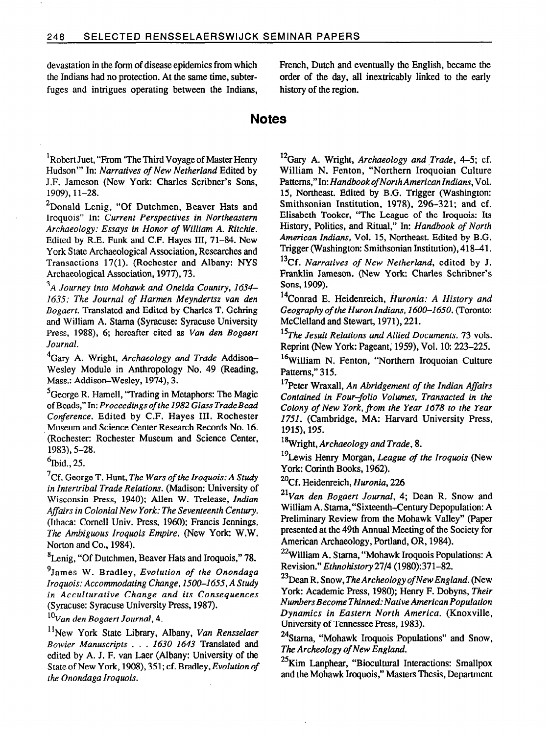devastation in the form of disease epidemics from which the Indians had no protection. At the same time, subterfuges and intrigues operating between the Indians, French, Dutch and eventually the English, became the order of the day, all inextricably linked to the early history of the region.

## Notes

[1]Robert Juet, "From 'The Third Voyage of Master Henry Hudson'" In: *Narratives of New Netherland* Edited by J.F. Jameson (New York: Charles Scribner's Sons, 1909), 11–28.

[2]Donald Lenig, "Of Dutchmen, Beaver Hats and Iroquois" In: *Current Perspectives in Northeastern Archaeology: Essays in Honor of William A. Ritchie*. Edited by R.E. Funk and C.F. Hayes III, 71–84. New York State Archaeological Association, Researches and Transactions 17(1). (Rochester and Albany: NYS Archaeological Association, 1977), 73.

[3]*A Journey into Mohawk and Oneida Country, 1634–1635: The Journal of Harmen Meyndertsz van den Bogaert.* Translated and Edited by Charles T. Gehring and William A. Starna (Syracuse: Syracuse University Press, 1988), 6; hereafter cited as *Van den Bogaert Journal.*

[4]Gary A. Wright, *Archaeology and Trade* Addison–Wesley Module in Anthropology No. 49 (Reading, Mass.: Addison–Wesley, 1974), 3.

[5]George R. Hamell, "Trading in Metaphors: The Magic of Beads," In: *Proceedings of the 1982 Glass Trade Bead Conference*. Edited by C.F. Hayes III. Rochester Museum and Science Center Research Records No. 16. (Rochester: Rochester Museum and Science Center, 1983), 5–28.

[6]Ibid., 25.

[7]Cf. George T. Hunt, *The Wars of the Iroquois: A Study in Intertribal Trade Relations.* (Madison: University of Wisconsin Press, 1940); Allen W. Trelease, *Indian Affairs in Colonial New York: The Seventeenth Century.* (Ithaca: Cornell Univ. Press, 1960); Francis Jennings, *The Ambiguous Iroquois Empire.* (New York: W.W. Norton and Co., 1984).

[8]Lenig, "Of Dutchmen, Beaver Hats and Iroquois," 78.

[9]James W. Bradley, *Evolution of the Onondaga Iroquois: Accommodating Change, 1500–1655, A Study in Acculturative Change and its Consequences* (Syracuse: Syracuse University Press, 1987).

[10]*Van den Bogaert Journal*, 4.

[11]New York State Library, Albany, *Van Rensselaer Bowier Manuscripts . . . 1630 1643* Translated and edited by A. J. F. van Laer (Albany: University of the State of New York, 1908), 351; cf. Bradley, *Evolution of the Onondaga Iroquois.*

[12]Gary A. Wright, *Archaeology and Trade*, 4–5; cf. William N. Fenton, "Northern Iroquoian Culture Patterns," In: *Handbook of North American Indians*, Vol. 15, Northeast. Edited by B.G. Trigger (Washington: Smithsonian Institution, 1978), 296–321; and cf. Elisabeth Tooker, "The League of the Iroquois: Its History, Politics, and Ritual," In: *Handbook of North American Indians*, Vol. 15, Northeast. Edited by B.G. Trigger (Washington: Smithsonian Institution), 418–41.

[13]Cf. *Narratives of New Netherland*, edited by J. Franklin Jameson. (New York: Charles Schribner's Sons, 1909).

[14]Conrad E. Heidenreich, *Huronia: A History and Geography of the Huron Indians, 1600–1650.* (Toronto: McClelland and Stewart, 1971), 221.

[15]*The Jesuit Relations and Allied Documents*. 73 vols. Reprint (New York: Pageant, 1959), Vol. 10: 223–225.

[16]William N. Fenton, "Northern Iroquoian Culture Patterns," 315.

[17]Peter Wraxall, *An Abridgement of the Indian Affairs Contained in Four–folio Volumes, Transacted in the Colony of New York, from the Year 1678 to the Year 1751*. (Cambridge, MA: Harvard University Press, 1915), 195.

[18]Wright, *Archaeology and Trade*, 8.

[19]Lewis Henry Morgan, *League of the Iroquois* (New York: Corinth Books, 1962).

[20]Cf. Heidenreich, *Huronia*, 226

[21]*Van den Bogaert Journal*, 4; Dean R. Snow and William A. Starna, "Sixteenth–Century Depopulation: A Preliminary Review from the Mohawk Valley" (Paper presented at the 49th Annual Meeting of the Society for American Archaeology, Portland, OR, 1984).

[22]William A. Starna, "Mohawk Iroquois Populations: A Revision." *Ethnohistory* 27/4 (1980):371–82.

[23]Dean R. Snow, *The Archeology of New England*. (New York: Academic Press, 1980); Henry F. Dobyns, *Their Numbers Become Thinned: Native American Population Dynamics in Eastern North America.* (Knoxville, University of Tennessee Press, 1983).

[24]Starna, "Mohawk Iroquois Populations" and Snow, *The Archeology of New England*.

[25]Kim Lanphear, "Biocultural Interactions: Smallpox and the Mohawk Iroquois," Masters Thesis, Department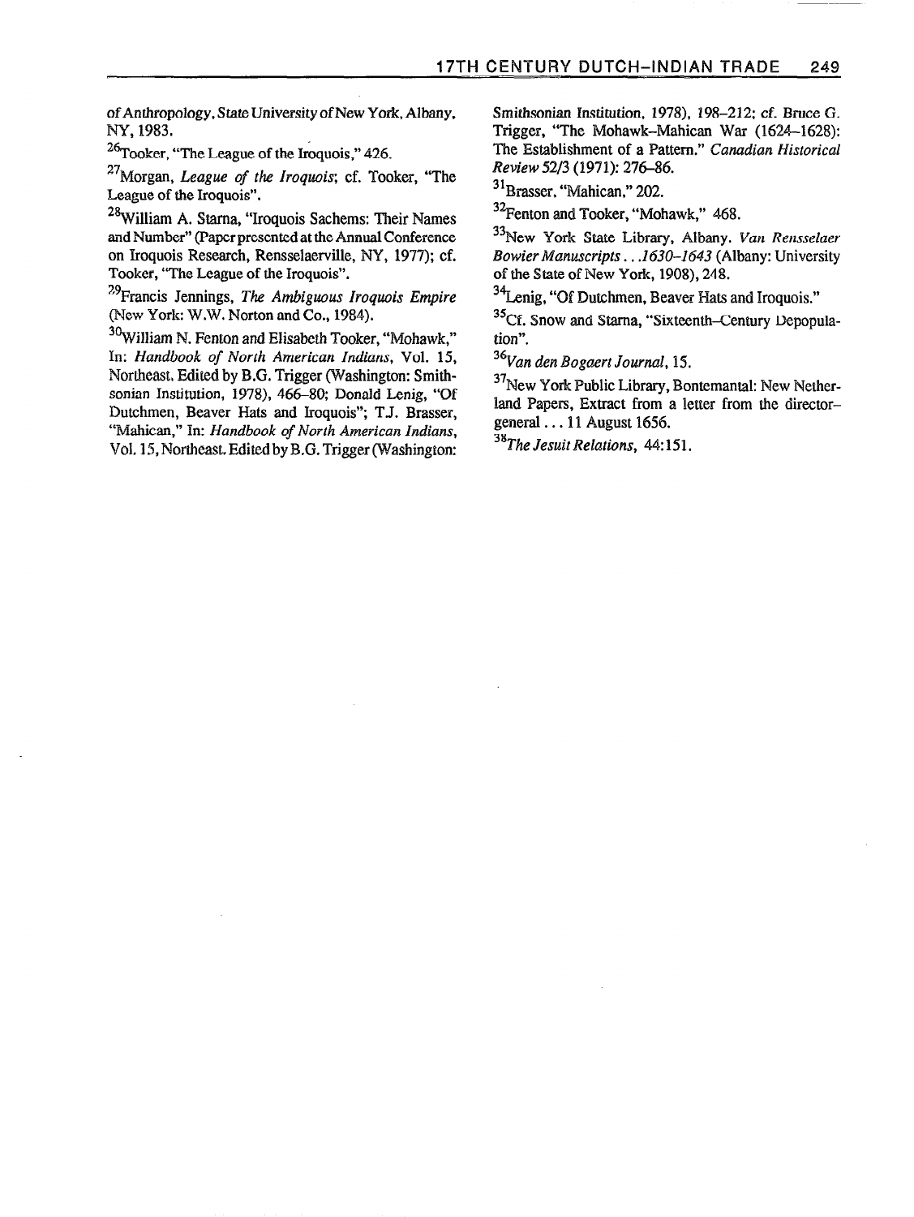of Anthropology, State University of New York, Albany, NY, 1983.

[26]Tooker, "The League of the Iroquois," 426.

[27]Morgan, *League of the Iroquois*; cf. Tooker, "The League of the Iroquois".

[28]William A. Starna, "Iroquois Sachems: Their Names and Number" (Paper presented at the Annual Conference on Iroquois Research, Rensselaerville, NY, 1977); cf. Tooker, "The League of the Iroquois".

[29]Francis Jennings, *The Ambiguous Iroquois Empire* (New York: W.W. Norton and Co., 1984).

[30]William N. Fenton and Elisabeth Tooker, "Mohawk," In: *Handbook of North American Indians*, Vol. 15, Northeast. Edited by B.G. Trigger (Washington: Smithsonian Institution, 1978), 466–80; Donald Lenig, "Of Dutchmen, Beaver Hats and Iroquois"; T.J. Brasser, "Mahican," In: *Handbook of North American Indians*, Vol. 15, Northeast. Edited by B.G. Trigger (Washington: Smithsonian Institution, 1978), 198–212; cf. Bruce G. Trigger, "The Mohawk–Mahican War (1624–1628): The Establishment of a Pattern." *Canadian Historical Review* 52/3 (1971): 276–86.

[31]Brasser, "Mahican," 202.

[32]Fenton and Tooker, "Mohawk," 468.

[33]New York State Library, Albany. *Van Rensselaer Bowier Manuscripts . . .1630–1643* (Albany: University of the State of New York, 1908), 248.

[34]Lenig, "Of Dutchmen, Beaver Hats and Iroquois."

[35]Cf. Snow and Starna, "Sixteenth–Century Depopulation".

[36]*Van den Bogaert Journal*, 15.

[37]New York Public Library, Bontemantal: New Netherland Papers, Extract from a letter from the director–general . . . 11 August 1656.

[38]*The Jesuit Relations*, 44:151.